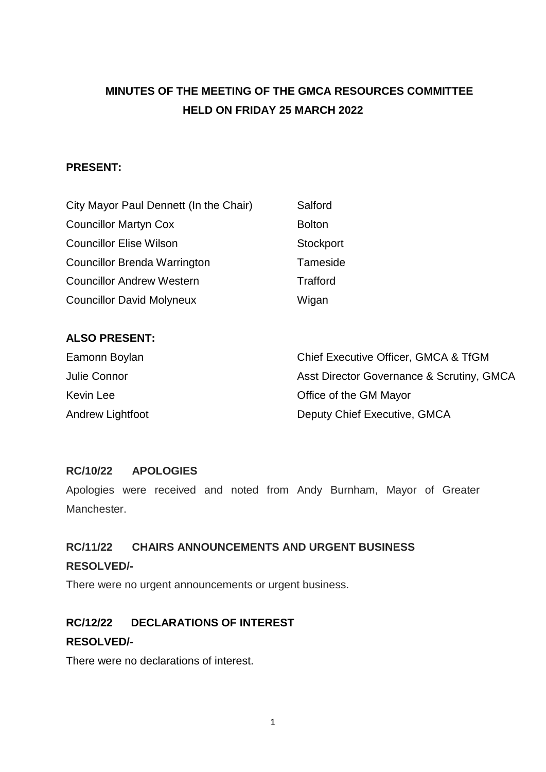# MINUTES OF THE MEETING OF THE GMCA RESOURCES COMMITTEE HELD ON FRIDAY 25 MARCH 2022

**PRESENT:**

| | |
|---|---|
| City Mayor Paul Dennett (In the Chair) | Salford |
| Councillor Martyn Cox | Bolton |
| Councillor Elise Wilson | Stockport |
| Councillor Brenda Warrington | Tameside |
| Councillor Andrew Western | Trafford |
| Councillor David Molyneux | Wigan |

**ALSO PRESENT:**

| | |
|---|---|
| Eamonn Boylan | Chief Executive Officer, GMCA & TfGM |
| Julie Connor | Asst Director Governance & Scrutiny, GMCA |
| Kevin Lee | Office of the GM Mayor |
| Andrew Lightfoot | Deputy Chief Executive, GMCA |

**RC/10/22 APOLOGIES**

Apologies were received and noted from Andy Burnham, Mayor of Greater Manchester.

**RC/11/22 CHAIRS ANNOUNCEMENTS AND URGENT BUSINESS**

**RESOLVED/-**

There were no urgent announcements or urgent business.

**RC/12/22 DECLARATIONS OF INTEREST**

**RESOLVED/-**

There were no declarations of interest.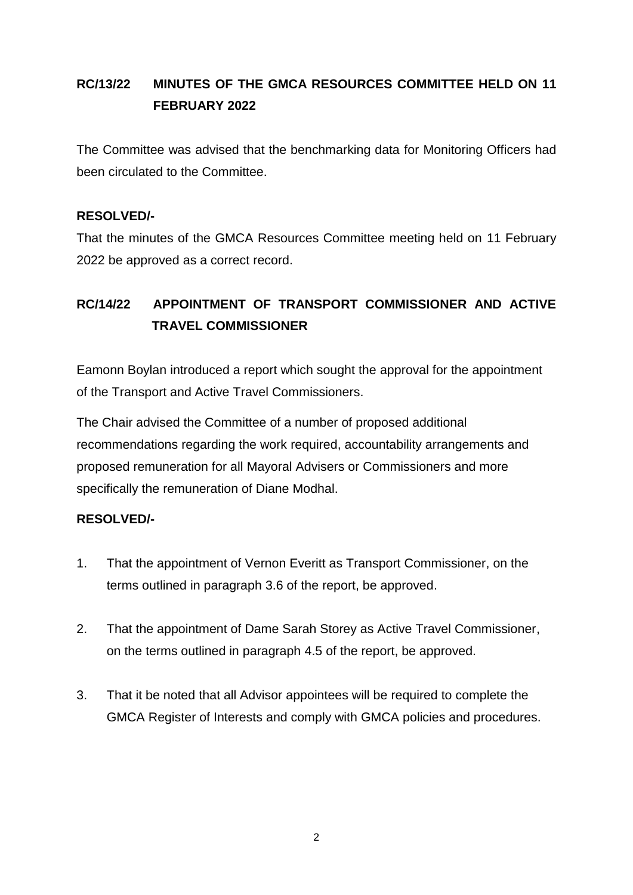## RC/13/22 MINUTES OF THE GMCA RESOURCES COMMITTEE HELD ON 11 FEBRUARY 2022

The Committee was advised that the benchmarking data for Monitoring Officers had been circulated to the Committee.

**RESOLVED/-**

That the minutes of the GMCA Resources Committee meeting held on 11 February 2022 be approved as a correct record.

## RC/14/22 APPOINTMENT OF TRANSPORT COMMISSIONER AND ACTIVE TRAVEL COMMISSIONER

Eamonn Boylan introduced a report which sought the approval for the appointment of the Transport and Active Travel Commissioners.

The Chair advised the Committee of a number of proposed additional recommendations regarding the work required, accountability arrangements and proposed remuneration for all Mayoral Advisers or Commissioners and more specifically the remuneration of Diane Modhal.

**RESOLVED/-**

1. That the appointment of Vernon Everitt as Transport Commissioner, on the terms outlined in paragraph 3.6 of the report, be approved.

2. That the appointment of Dame Sarah Storey as Active Travel Commissioner, on the terms outlined in paragraph 4.5 of the report, be approved.

3. That it be noted that all Advisor appointees will be required to complete the GMCA Register of Interests and comply with GMCA policies and procedures.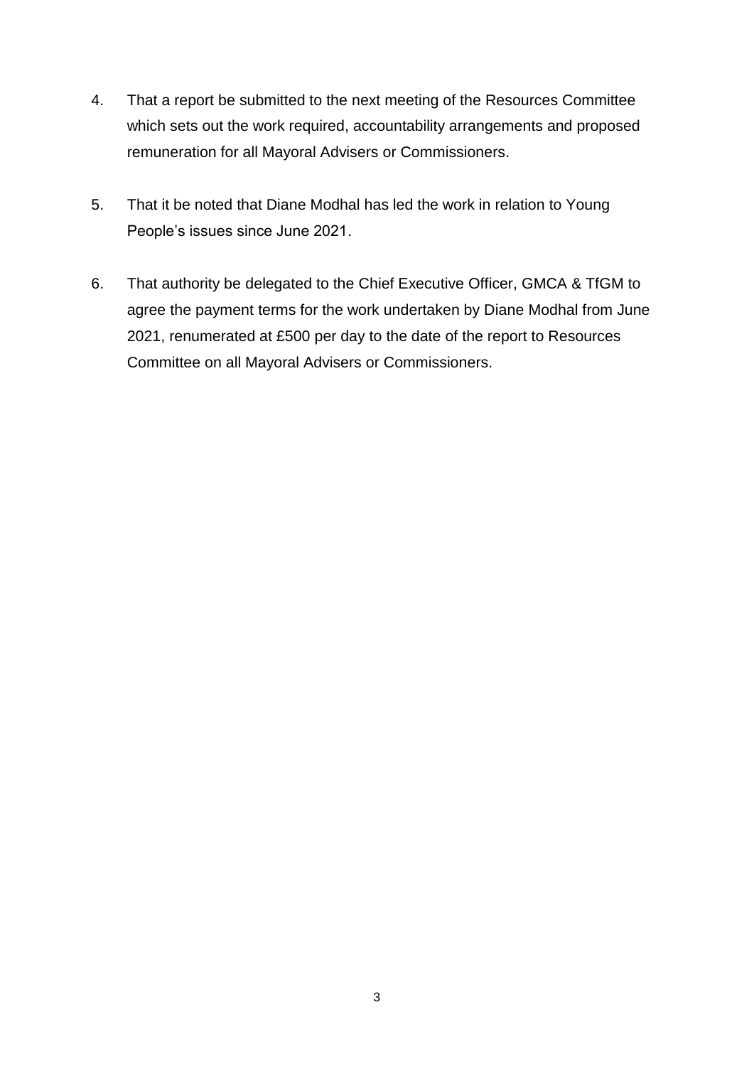4. That a report be submitted to the next meeting of the Resources Committee which sets out the work required, accountability arrangements and proposed remuneration for all Mayoral Advisers or Commissioners.

5. That it be noted that Diane Modhal has led the work in relation to Young People's issues since June 2021.

6. That authority be delegated to the Chief Executive Officer, GMCA & TfGM to agree the payment terms for the work undertaken by Diane Modhal from June 2021, renumerated at £500 per day to the date of the report to Resources Committee on all Mayoral Advisers or Commissioners.